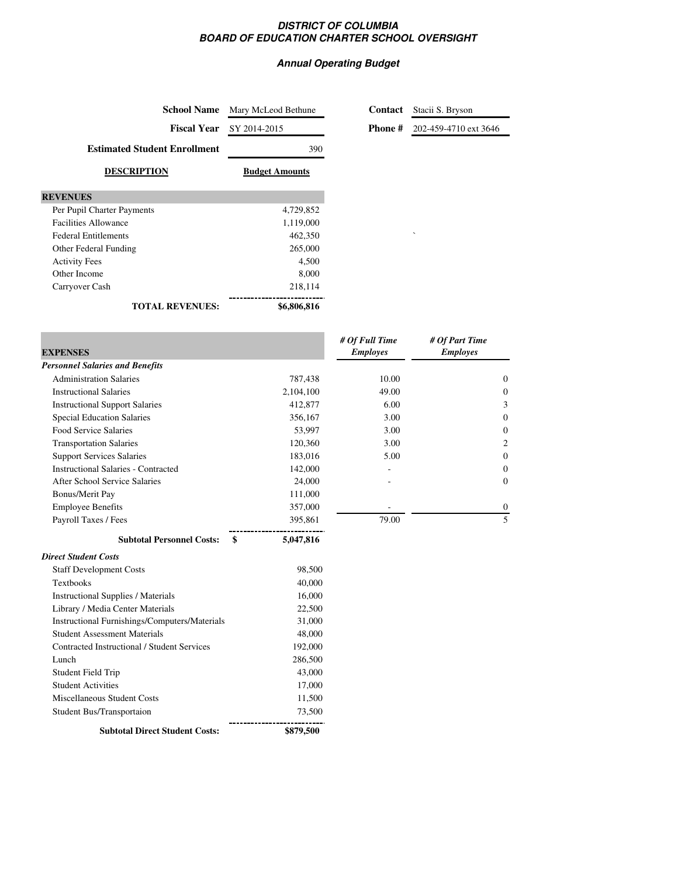# DISTRICT OF COLUMBIA
## BOARD OF EDUCATION CHARTER SCHOOL OVERSIGHT

### Annual Operating Budget

| | | | |
|---|---|---|---|
| **School Name** | Mary McLeod Bethune | **Contact** | Stacii S. Bryson |
| **Fiscal Year** | SY 2014-2015 | **Phone #** | 202-459-4710 ext 3646 |
| **Estimated Student Enrollment** | 390 | | |

| **DESCRIPTION** | **Budget Amounts** |
|---|---|
| **REVENUES** | |
| Per Pupil Charter Payments | 4,729,852 |
| Facilities Allowance | 1,119,000 |
| Federal Entitlements | 462,350 |
| Other Federal Funding | 265,000 |
| Activity Fees | 4,500 |
| Other Income | 8,000 |
| Carryover Cash | 218,114 |
| **TOTAL REVENUES:** | **$6,806,816** |

| **EXPENSES** | | ***# Of Full Time Employes*** | ***# Of Part Time Employes*** |
|---|---|---|---|
| ***Personnel Salaries and Benefits*** | | | |
| Administration Salaries | 787,438 | 10.00 | 0 |
| Instructional Salaries | 2,104,100 | 49.00 | 0 |
| Instructional Support Salaries | 412,877 | 6.00 | 3 |
| Special Education Salaries | 356,167 | 3.00 | 0 |
| Food Service Salaries | 53,997 | 3.00 | 0 |
| Transportation Salaries | 120,360 | 3.00 | 2 |
| Support Services Salaries | 183,016 | 5.00 | 0 |
| Instructional Salaries - Contracted | 142,000 | - | 0 |
| After School Service Salaries | 24,000 | - | 0 |
| Bonus/Merit Pay | 111,000 | | |
| Employee Benefits | 357,000 | - | 0 |
| Payroll Taxes / Fees | 395,861 | 79.00 | 5 |
| **Subtotal Personnel Costs:** | **$ 5,047,816** | | |
| ***Direct Student Costs*** | | | |
| Staff Development Costs | 98,500 | | |
| Textbooks | 40,000 | | |
| Instructional Supplies / Materials | 16,000 | | |
| Library / Media Center Materials | 22,500 | | |
| Instructional Furnishings/Computers/Materials | 31,000 | | |
| Student Assessment Materials | 48,000 | | |
| Contracted Instructional / Student Services | 192,000 | | |
| Lunch | 286,500 | | |
| Student Field Trip | 43,000 | | |
| Student Activities | 17,000 | | |
| Miscellaneous Student Costs | 11,500 | | |
| Student Bus/Transportaion | 73,500 | | |
| **Subtotal Direct Student Costs:** | **$879,500** | | |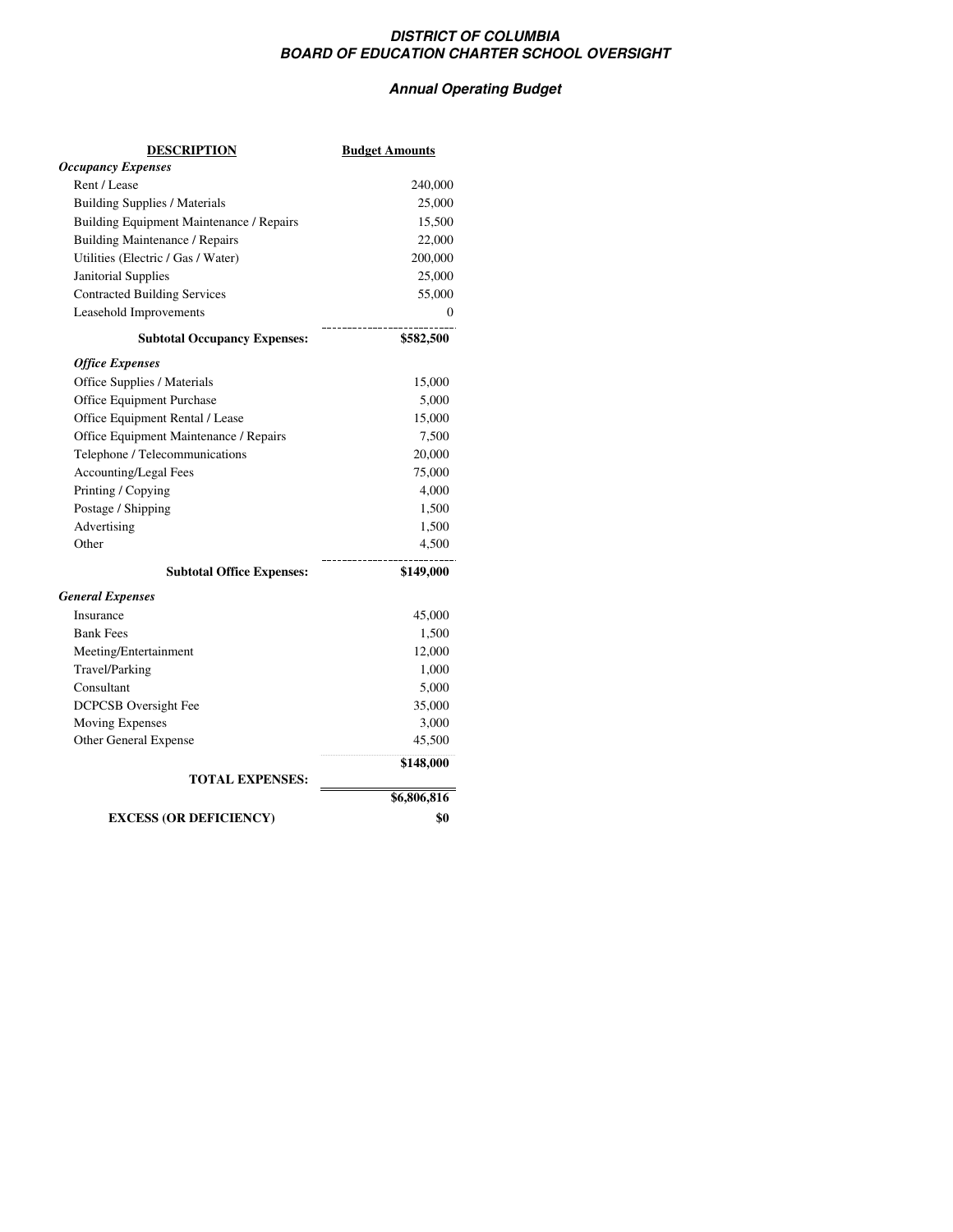**DISTRICT OF COLUMBIA**
**BOARD OF EDUCATION CHARTER SCHOOL OVERSIGHT**

***Annual Operating Budget***

| DESCRIPTION | Budget Amounts |
|---|---|
| ***Occupancy Expenses*** | |
| Rent / Lease | 240,000 |
| Building Supplies / Materials | 25,000 |
| Building Equipment Maintenance / Repairs | 15,500 |
| Building Maintenance / Repairs | 22,000 |
| Utilities (Electric / Gas / Water) | 200,000 |
| Janitorial Supplies | 25,000 |
| Contracted Building Services | 55,000 |
| Leasehold Improvements | 0 |
| **Subtotal Occupancy Expenses:** | **$582,500** |
| ***Office Expenses*** | |
| Office Supplies / Materials | 15,000 |
| Office Equipment Purchase | 5,000 |
| Office Equipment Rental / Lease | 15,000 |
| Office Equipment Maintenance / Repairs | 7,500 |
| Telephone / Telecommunications | 20,000 |
| Accounting/Legal Fees | 75,000 |
| Printing / Copying | 4,000 |
| Postage / Shipping | 1,500 |
| Advertising | 1,500 |
| Other | 4,500 |
| **Subtotal Office Expenses:** | **$149,000** |
| ***General Expenses*** | |
| Insurance | 45,000 |
| Bank Fees | 1,500 |
| Meeting/Entertainment | 12,000 |
| Travel/Parking | 1,000 |
| Consultant | 5,000 |
| DCPCSB Oversight Fee | 35,000 |
| Moving Expenses | 3,000 |
| Other General Expense | 45,500 |
| | **$148,000** |
| **TOTAL EXPENSES:** | **$6,806,816** |
| **EXCESS (OR DEFICIENCY)** | **$0** |